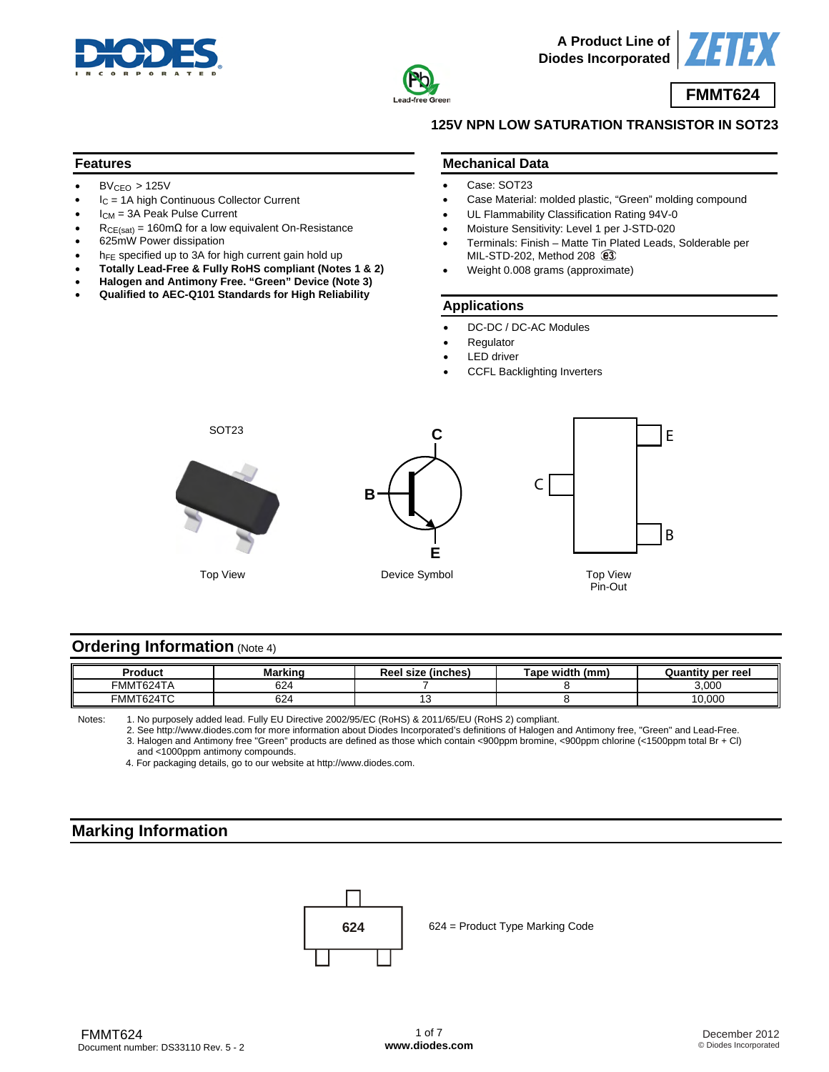A Product Line of Diodes Incorporated

# FMMT624

## 125V NPN LOW SATURATION TRANSISTOR IN SOT23

## Features

- $BV_{CEO}$ > 125V
- $I_C$ = 1A high Continuous Collector Current
- $I_{CM}$ = 3A Peak Pulse Current
- $R_{CE(sat)}$ = 160mΩ for a low equivalent On-Resistance
- 625mW Power dissipation
- $h_{FE}$ specified up to 3A for high current gain hold up
- **Totally Lead-Free & Fully RoHS compliant (Notes 1 & 2)**
- **Halogen and Antimony Free. "Green" Device (Note 3)**
- **Qualified to AEC-Q101 Standards for High Reliability**

## Mechanical Data

- Case: SOT23
- Case Material: molded plastic, "Green" molding compound
- UL Flammability Classification Rating 94V-0
- Moisture Sensitivity: Level 1 per J-STD-020
- Terminals: Finish – Matte Tin Plated Leads, Solderable per MIL-STD-202, Method 208 (e3)
- Weight 0.008 grams (approximate)

## Applications

- DC-DC / DC-AC Modules
- Regulator
- LED driver
- CCFL Backlighting Inverters

SOT23

Top View

Device Symbol

Top View
Pin-Out

## Ordering Information (Note 4)

| Product | Marking | Reel size (inches) | Tape width (mm) | Quantity per reel |
|---|---|---|---|---|
| FMMT624TA | 624 | 7 | 8 | 3,000 |
| FMMT624TC | 624 | 13 | 8 | 10,000 |

Notes:
1. No purposely added lead. Fully EU Directive 2002/95/EC (RoHS) & 2011/65/EU (RoHS 2) compliant.
2. See http://www.diodes.com for more information about Diodes Incorporated's definitions of Halogen and Antimony free, "Green" and Lead-Free.
3. Halogen and Antimony free "Green" products are defined as those which contain <900ppm bromine, <900ppm chlorine (<1500ppm total Br + Cl) and <1000ppm antimony compounds.
4. For packaging details, go to our website at http://www.diodes.com.

## Marking Information

624 = Product Type Marking Code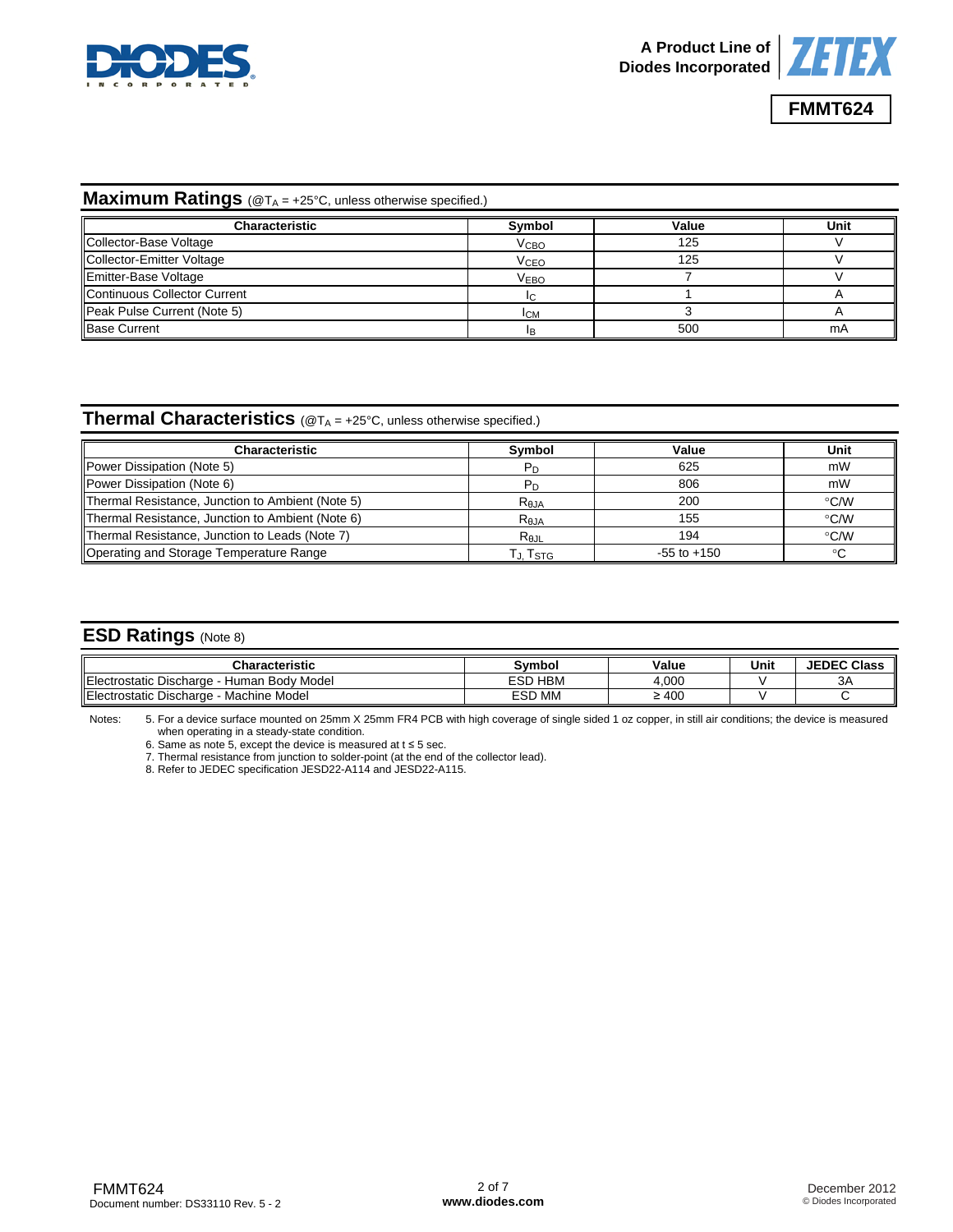## Maximum Ratings (@$T_A$ = +25°C, unless otherwise specified.)

| Characteristic | Symbol | Value | Unit |
|---|---|---|---|
| Collector-Base Voltage | $V_{CBO}$ | 125 | V |
| Collector-Emitter Voltage | $V_{CEO}$ | 125 | V |
| Emitter-Base Voltage | $V_{EBO}$ | 7 | V |
| Continuous Collector Current | $I_C$ | 1 | A |
| Peak Pulse Current (Note 5) | $I_{CM}$ | 3 | A |
| Base Current | $I_B$ | 500 | mA |

## Thermal Characteristics (@$T_A$ = +25°C, unless otherwise specified.)

| Characteristic | Symbol | Value | Unit |
|---|---|---|---|
| Power Dissipation (Note 5) | $P_D$ | 625 | mW |
| Power Dissipation (Note 6) | $P_D$ | 806 | mW |
| Thermal Resistance, Junction to Ambient (Note 5) | $R_{\theta JA}$ | 200 | °C/W |
| Thermal Resistance, Junction to Ambient (Note 6) | $R_{\theta JA}$ | 155 | °C/W |
| Thermal Resistance, Junction to Leads (Note 7) | $R_{\theta JL}$ | 194 | °C/W |
| Operating and Storage Temperature Range | $T_J, T_{STG}$ | -55 to +150 | °C |

## ESD Ratings (Note 8)

| Characteristic | Symbol | Value | Unit | JEDEC Class |
|---|---|---|---|---|
| Electrostatic Discharge - Human Body Model | ESD HBM | 4,000 | V | 3A |
| Electrostatic Discharge - Machine Model | ESD MM | ≥ 400 | V | C |

Notes:
5. For a device surface mounted on 25mm X 25mm FR4 PCB with high coverage of single sided 1 oz copper, in still air conditions; the device is measured when operating in a steady-state condition.
6. Same as note 5, except the device is measured at t ≤ 5 sec.
7. Thermal resistance from junction to solder-point (at the end of the collector lead).
8. Refer to JEDEC specification JESD22-A114 and JESD22-A115.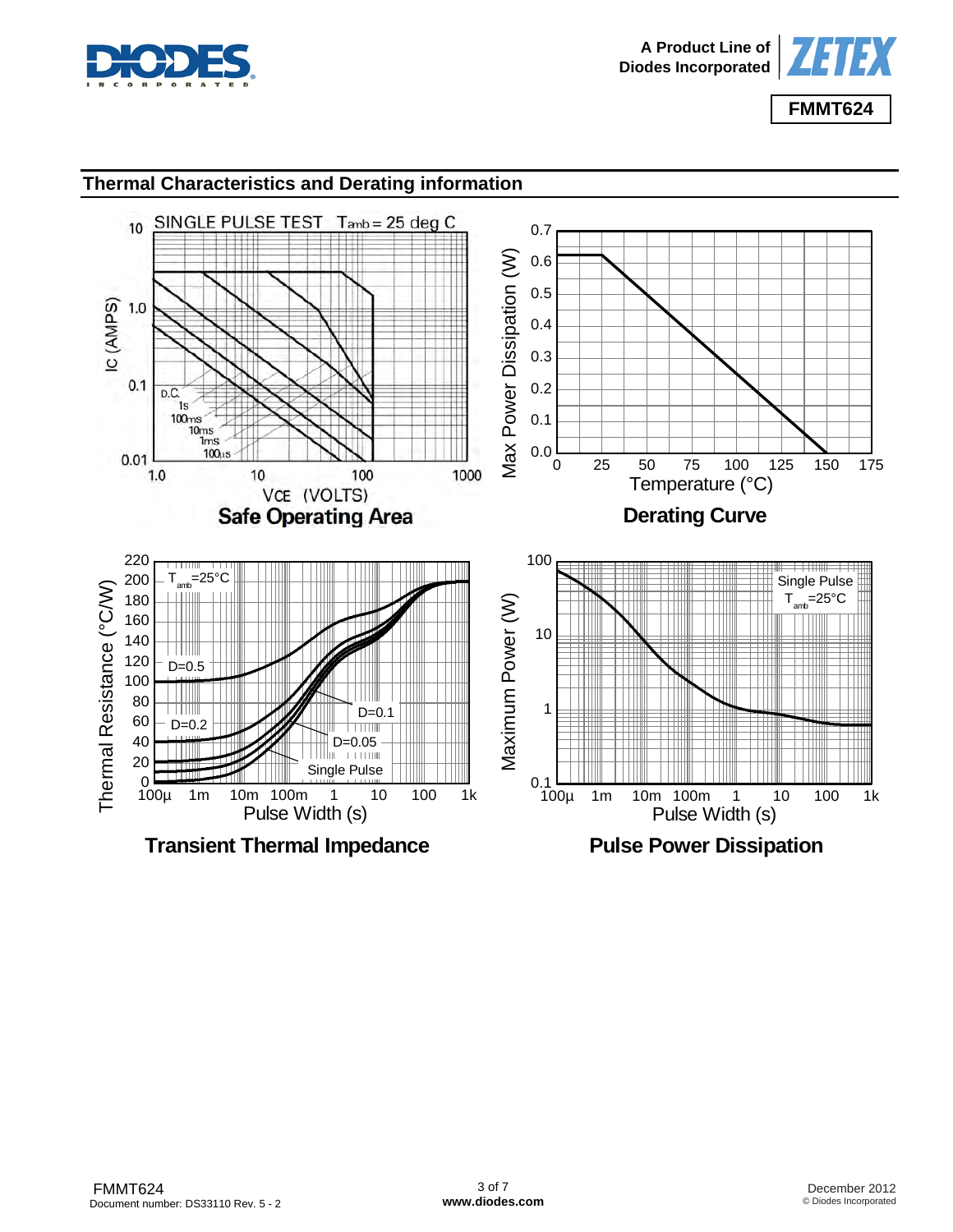## Thermal Characteristics and Derating information

**Safe Operating Area**

**Derating Curve**

**Transient Thermal Impedance**

**Pulse Power Dissipation**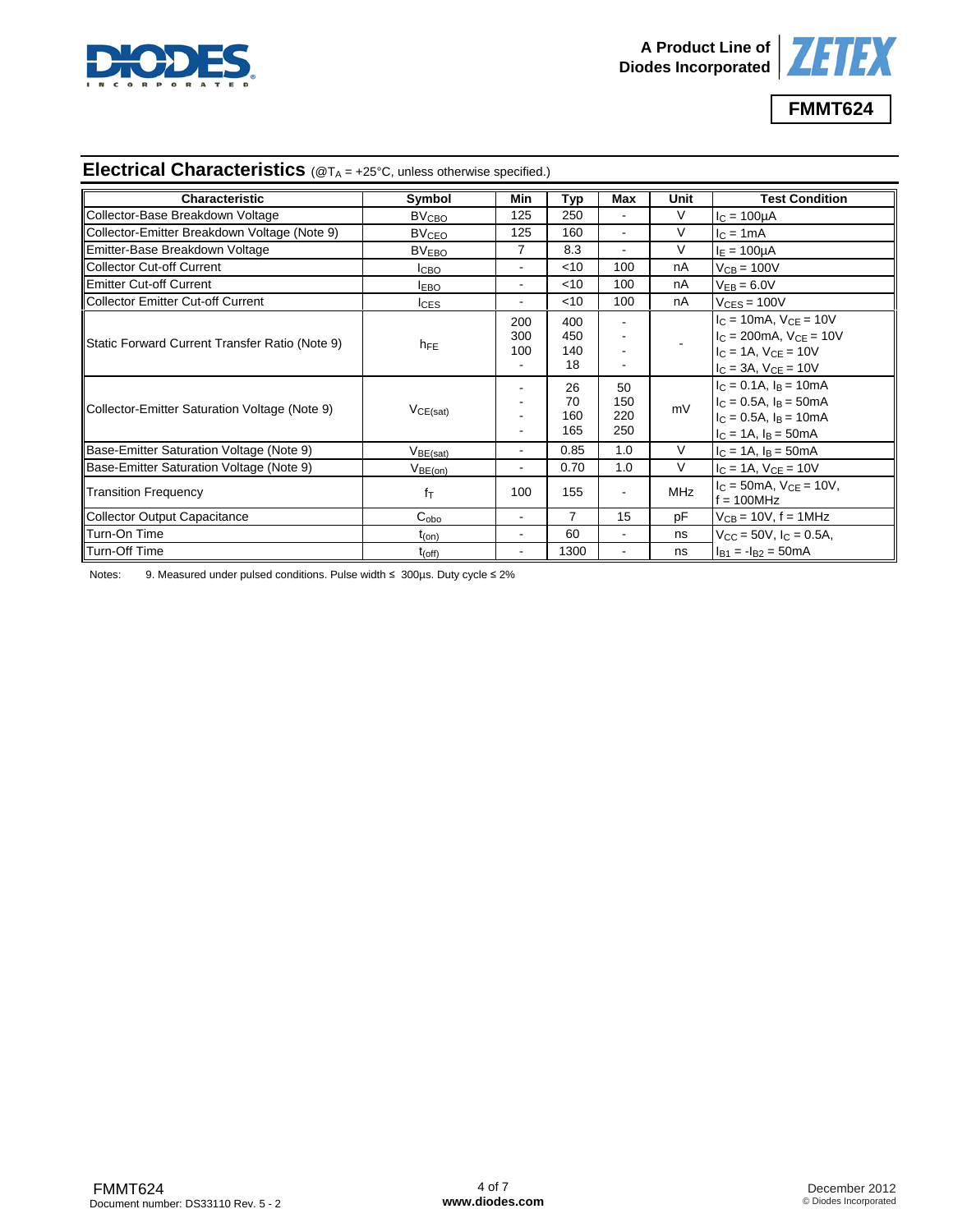## Electrical Characteristics (@$T_A$ = +25°C, unless otherwise specified.)

| Characteristic | Symbol | Min | Typ | Max | Unit | Test Condition |
|---|---|---|---|---|---|---|
| Collector-Base Breakdown Voltage | $BV_{CBO}$ | 125 | 250 | - | V | $I_C$ = 100µA |
| Collector-Emitter Breakdown Voltage (Note 9) | $BV_{CEO}$ | 125 | 160 | - | V | $I_C$ = 1mA |
| Emitter-Base Breakdown Voltage | $BV_{EBO}$ | 7 | 8.3 | - | V | $I_E$ = 100µA |
| Collector Cut-off Current | $I_{CBO}$ | - | <10 | 100 | nA | $V_{CB}$ = 100V |
| Emitter Cut-off Current | $I_{EBO}$ | - | <10 | 100 | nA | $V_{EB}$ = 6.0V |
| Collector Emitter Cut-off Current | $I_{CES}$ | - | <10 | 100 | nA | $V_{CES}$ = 100V |
| Static Forward Current Transfer Ratio (Note 9) | $h_{FE}$ | 200<br>300<br>100<br>- | 400<br>450<br>140<br>18 | -<br>-<br>-<br>- | - | $I_C$ = 10mA, $V_{CE}$ = 10V<br>$I_C$ = 200mA, $V_{CE}$ = 10V<br>$I_C$ = 1A, $V_{CE}$ = 10V<br>$I_C$ = 3A, $V_{CE}$ = 10V |
| Collector-Emitter Saturation Voltage (Note 9) | $V_{CE(sat)}$ | -<br>-<br>-<br>- | 26<br>70<br>160<br>165 | 50<br>150<br>220<br>250 | mV | $I_C$ = 0.1A, $I_B$ = 10mA<br>$I_C$ = 0.5A, $I_B$ = 50mA<br>$I_C$ = 0.5A, $I_B$ = 10mA<br>$I_C$ = 1A, $I_B$ = 50mA |
| Base-Emitter Saturation Voltage (Note 9) | $V_{BE(sat)}$ | - | 0.85 | 1.0 | V | $I_C$ = 1A, $I_B$ = 50mA |
| Base-Emitter Saturation Voltage (Note 9) | $V_{BE(on)}$ | - | 0.70 | 1.0 | V | $I_C$ = 1A, $V_{CE}$ = 10V |
| Transition Frequency | $f_T$ | 100 | 155 | - | MHz | $I_C$ = 50mA, $V_{CE}$ = 10V, f = 100MHz |
| Collector Output Capacitance | $C_{obo}$ | - | 7 | 15 | pF | $V_{CB}$ = 10V, f = 1MHz |
| Turn-On Time | $t_{(on)}$ | - | 60 | - | ns | $V_{CC}$ = 50V, $I_C$ = 0.5A, |
| Turn-Off Time | $t_{(off)}$ | - | 1300 | - | ns | $I_{B1}$ = $-I_{B2}$ = 50mA |

Notes: 9. Measured under pulsed conditions. Pulse width ≤ 300µs. Duty cycle ≤ 2%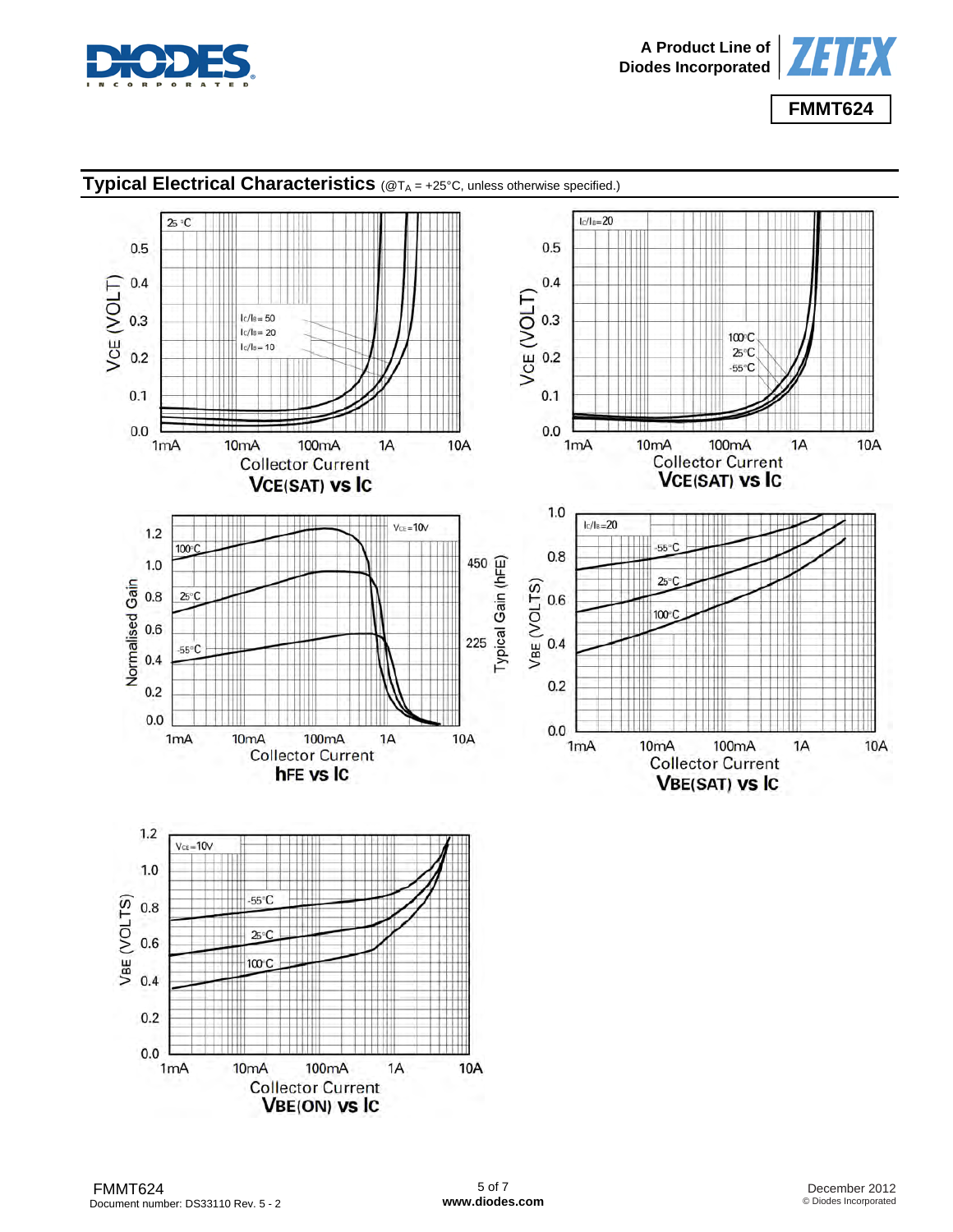## Typical Electrical Characteristics (@$T_A$ = +25°C, unless otherwise specified.)

**$V_{CE(SAT)}$ vs $I_C$**

**$V_{CE(SAT)}$ vs $I_C$**

**$h_{FE}$ vs $I_C$**

**$V_{BE(SAT)}$ vs $I_C$**

**$V_{BE(ON)}$ vs $I_C$**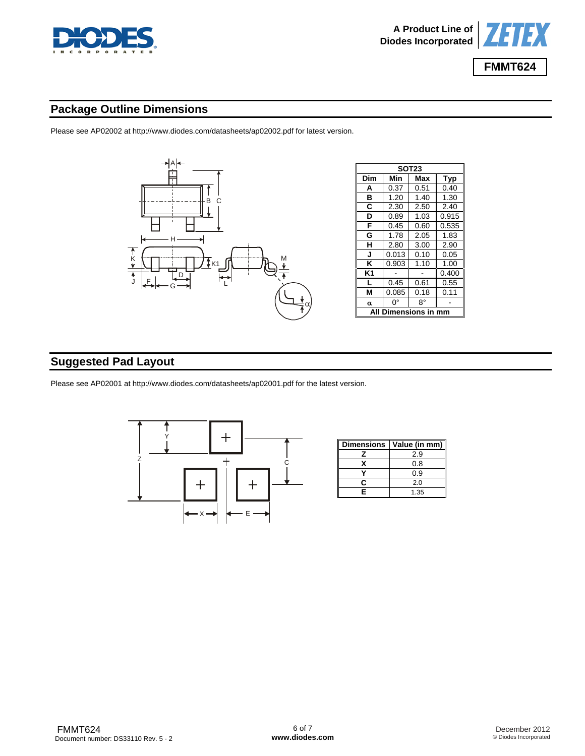## Package Outline Dimensions

Please see AP02002 at http://www.diodes.com/datasheets/ap02002.pdf for latest version.

| SOT23 | | | |
|---|---|---|---|
| **Dim** | **Min** | **Max** | **Typ** |
| **A** | 0.37 | 0.51 | 0.40 |
| **B** | 1.20 | 1.40 | 1.30 |
| **C** | 2.30 | 2.50 | 2.40 |
| **D** | 0.89 | 1.03 | 0.915 |
| **F** | 0.45 | 0.60 | 0.535 |
| **G** | 1.78 | 2.05 | 1.83 |
| **H** | 2.80 | 3.00 | 2.90 |
| **J** | 0.013 | 0.10 | 0.05 |
| **K** | 0.903 | 1.10 | 1.00 |
| **K1** | - | - | 0.400 |
| **L** | 0.45 | 0.61 | 0.55 |
| **M** | 0.085 | 0.18 | 0.11 |
| **α** | 0° | 8° | - |
| **All Dimensions in mm** | | | |

## Suggested Pad Layout

Please see AP02001 at http://www.diodes.com/datasheets/ap02001.pdf for the latest version.

| Dimensions | Value (in mm) |
|---|---|
| **Z** | 2.9 |
| **X** | 0.8 |
| **Y** | 0.9 |
| **C** | 2.0 |
| **E** | 1.35 |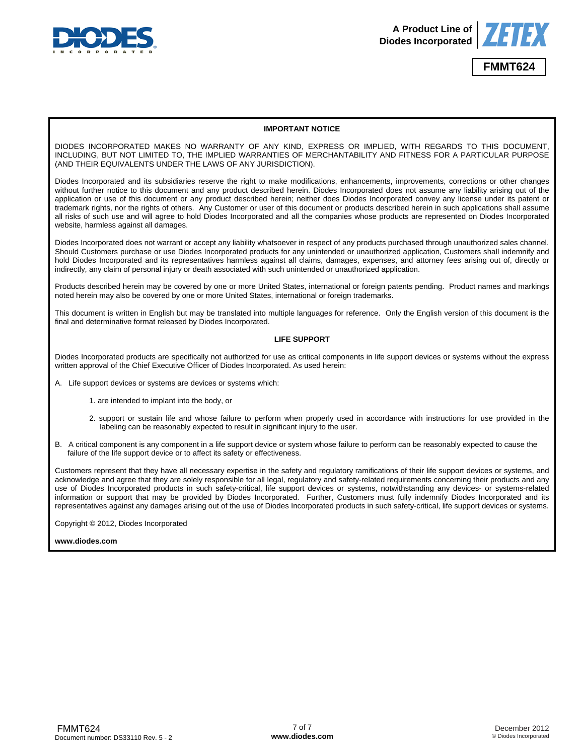## IMPORTANT NOTICE

DIODES INCORPORATED MAKES NO WARRANTY OF ANY KIND, EXPRESS OR IMPLIED, WITH REGARDS TO THIS DOCUMENT, INCLUDING, BUT NOT LIMITED TO, THE IMPLIED WARRANTIES OF MERCHANTABILITY AND FITNESS FOR A PARTICULAR PURPOSE (AND THEIR EQUIVALENTS UNDER THE LAWS OF ANY JURISDICTION).

Diodes Incorporated and its subsidiaries reserve the right to make modifications, enhancements, improvements, corrections or other changes without further notice to this document and any product described herein. Diodes Incorporated does not assume any liability arising out of the application or use of this document or any product described herein; neither does Diodes Incorporated convey any license under its patent or trademark rights, nor the rights of others. Any Customer or user of this document or products described herein in such applications shall assume all risks of such use and will agree to hold Diodes Incorporated and all the companies whose products are represented on Diodes Incorporated website, harmless against all damages.

Diodes Incorporated does not warrant or accept any liability whatsoever in respect of any products purchased through unauthorized sales channel. Should Customers purchase or use Diodes Incorporated products for any unintended or unauthorized application, Customers shall indemnify and hold Diodes Incorporated and its representatives harmless against all claims, damages, expenses, and attorney fees arising out of, directly or indirectly, any claim of personal injury or death associated with such unintended or unauthorized application.

Products described herein may be covered by one or more United States, international or foreign patents pending. Product names and markings noted herein may also be covered by one or more United States, international or foreign trademarks.

This document is written in English but may be translated into multiple languages for reference. Only the English version of this document is the final and determinative format released by Diodes Incorporated.

## LIFE SUPPORT

Diodes Incorporated products are specifically not authorized for use as critical components in life support devices or systems without the express written approval of the Chief Executive Officer of Diodes Incorporated. As used herein:

A. Life support devices or systems are devices or systems which:

1. are intended to implant into the body, or
2. support or sustain life and whose failure to perform when properly used in accordance with instructions for use provided in the labeling can be reasonably expected to result in significant injury to the user.

B. A critical component is any component in a life support device or system whose failure to perform can be reasonably expected to cause the failure of the life support device or to affect its safety or effectiveness.

Customers represent that they have all necessary expertise in the safety and regulatory ramifications of their life support devices or systems, and acknowledge and agree that they are solely responsible for all legal, regulatory and safety-related requirements concerning their products and any use of Diodes Incorporated products in such safety-critical, life support devices or systems, notwithstanding any devices- or systems-related information or support that may be provided by Diodes Incorporated. Further, Customers must fully indemnify Diodes Incorporated and its representatives against any damages arising out of the use of Diodes Incorporated products in such safety-critical, life support devices or systems.

Copyright © 2012, Diodes Incorporated

**www.diodes.com**